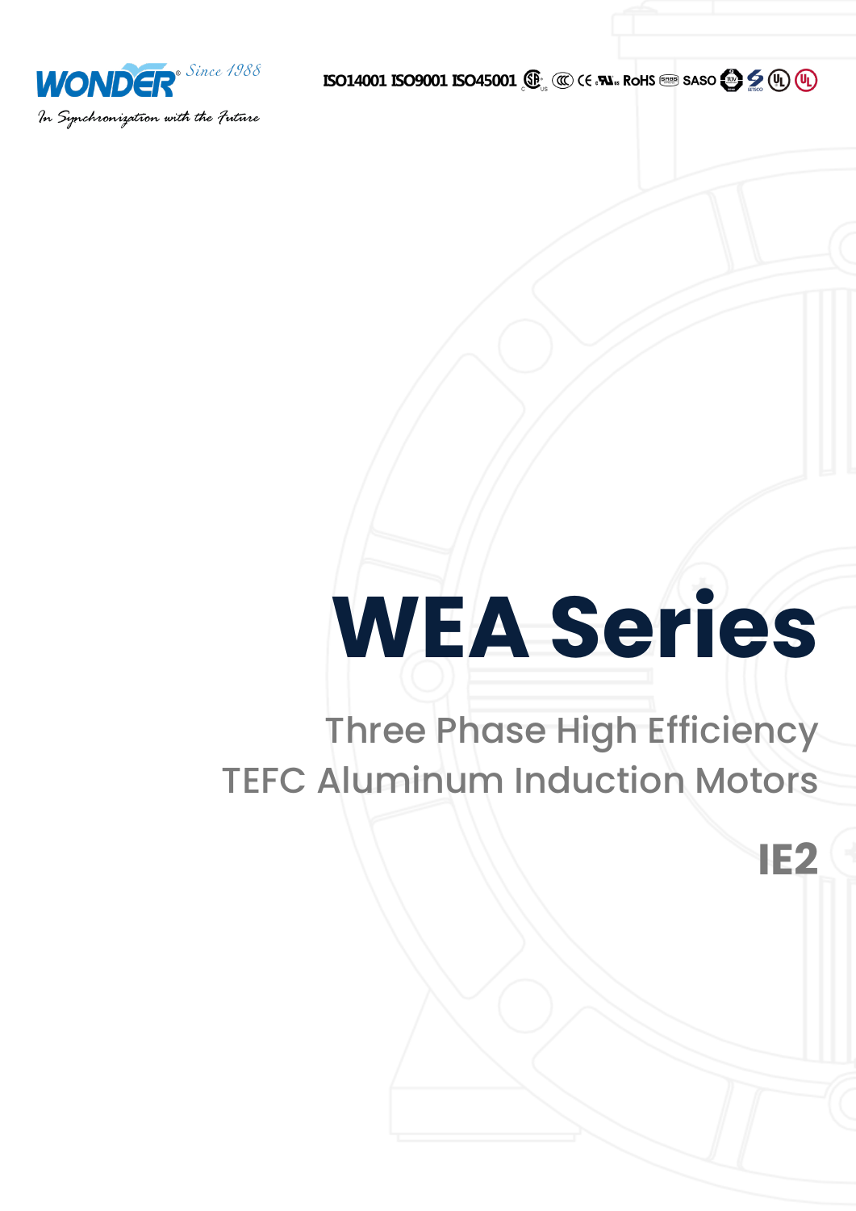WONDER Since 1988

In Synchronization with the Future

ISO14001 ISO9001 ISO45001 RoHS SASO

# WEA Series

## Three Phase High Efficiency TEFC Aluminum Induction Motors

## IE2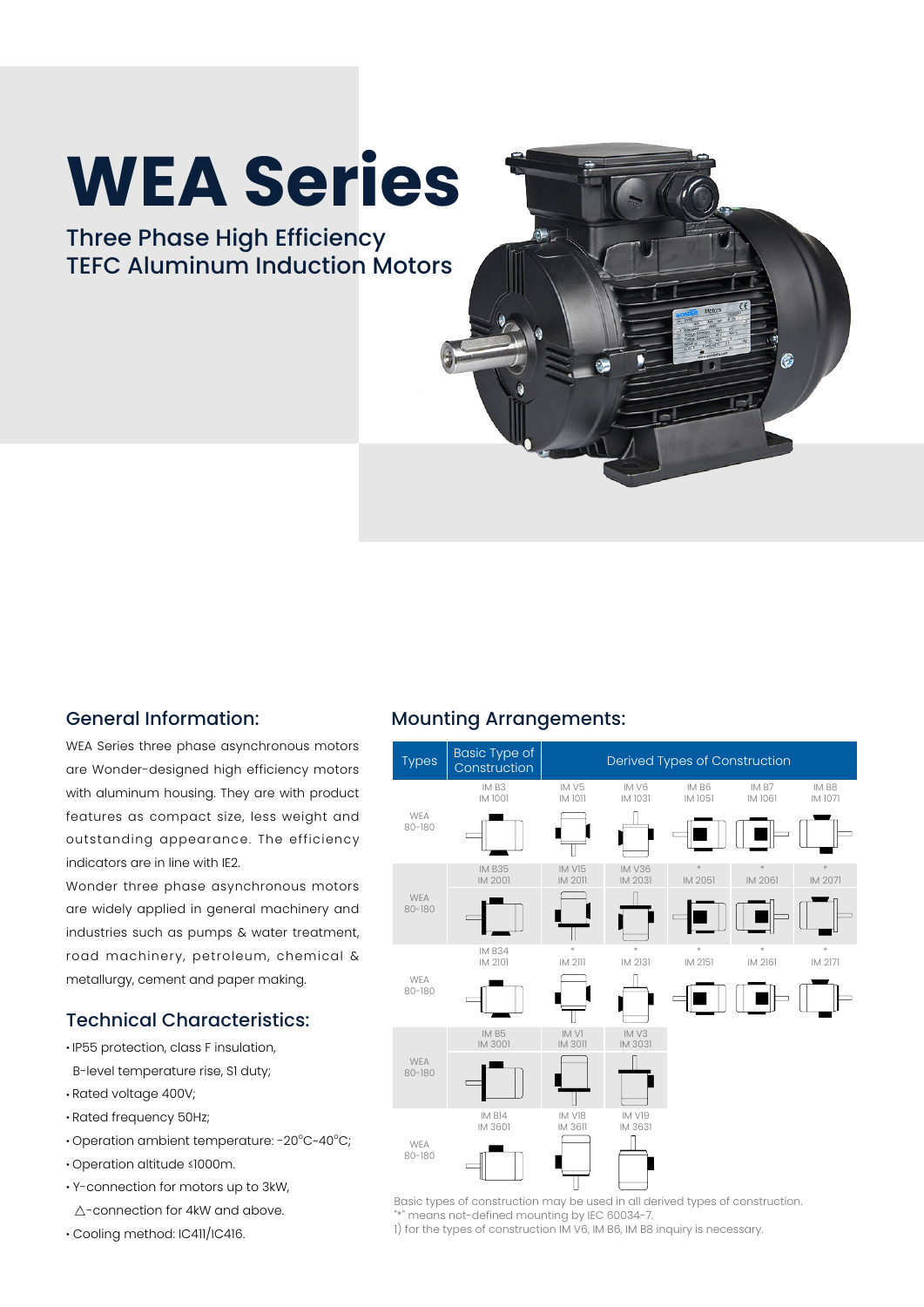# WEA Series

## Three Phase High Efficiency TEFC Aluminum Induction Motors

## General Information:

WEA Series three phase asynchronous motors are Wonder-designed high efficiency motors with aluminum housing. They are with product features as compact size, less weight and outstanding appearance. The efficiency indicators are in line with IE2.

Wonder three phase asynchronous motors are widely applied in general machinery and industries such as pumps & water treatment, road machinery, petroleum, chemical & metallurgy, cement and paper making.

## Technical Characteristics:

- IP55 protection, class F insulation, B-level temperature rise, S1 duty;
- Rated voltage 400V;
- Rated frequency 50Hz;
- Operation ambient temperature: -20°C~40°C;
- Operation altitude ≤1000m.
- Y-connection for motors up to 3kW, △-connection for 4kW and above.
- Cooling method: IC411/IC416.

## Mounting Arrangements:

| Types | Basic Type of Construction | Derived Types of Construction | | | | |
|---|---|---|---|---|---|---|
| WEA 80~180 | IM B3 IM 1001 | IM V5 IM 1011 | IM V6 IM 1031 | IM B6 IM 1051 | IM B7 IM 1061 | IM B8 IM 1071 |
| WEA 80~180 | IM B35 IM 2001 | IM V15 IM 2011 | IM V36 IM 2031 | * IM 2051 | * IM 2061 | * IM 2071 |
| WEA 80~180 | IM B34 IM 2101 | * IM 2111 | * IM 2131 | * IM 2151 | * IM 2161 | * IM 2171 |
| WEA 80~180 | IM B5 IM 3001 | IM V1 IM 3011 | IM V3 IM 3031 | | | |
| WEA 80~180 | IM B14 IM 3601 | IM V18 IM 3611 | IM V19 IM 3631 | | | |

Basic types of construction may be used in all derived types of construction.
"*" means not-defined mounting by IEC 60034-7.
1) for the types of construction IM V6, IM B6, IM B8 inquiry is necessary.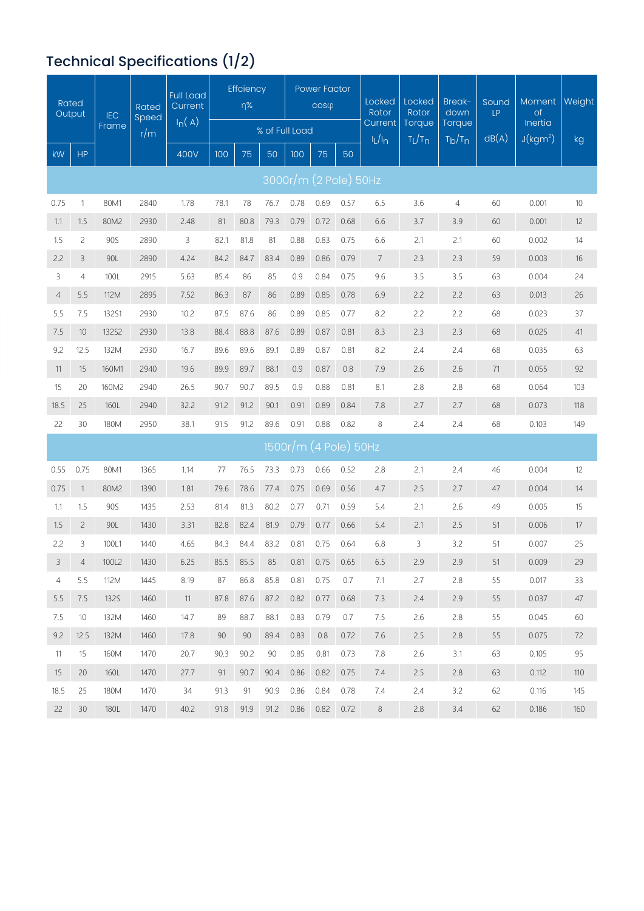## Technical Specifications (1/2)

| Rated Output | | IEC Frame | Rated Speed r/m | Full Load Current $I_n$( A) | Effciency η% | | | Power Factor cosφ | | | Locked Rotor Current $I_L/I_n$ | Locked Rotor Torque $T_L/T_n$ | Break-down Torque $T_b/T_n$ | Sound LP dB(A) | Moment of Inertia J(kgm²) | Weight kg |
|---|---|---|---|---|---|---|---|---|---|---|---|---|---|---|---|---|
| | | | | | % of Full Load | | | | | | | | | | | |
| kW | HP | | | 400V | 100 | 75 | 50 | 100 | 75 | 50 | | | | | | |
| 3000r/m (2 Pole) 50Hz | | | | | | | | | | | | | | | | |
| 0.75 | 1 | 80M1 | 2840 | 1.78 | 78.1 | 78 | 76.7 | 0.78 | 0.69 | 0.57 | 6.5 | 3.6 | 4 | 60 | 0.001 | 10 |
| 1.1 | 1.5 | 80M2 | 2930 | 2.48 | 81 | 80.8 | 79.3 | 0.79 | 0.72 | 0.68 | 6.6 | 3.7 | 3.9 | 60 | 0.001 | 12 |
| 1.5 | 2 | 90S | 2890 | 3 | 82.1 | 81.8 | 81 | 0.88 | 0.83 | 0.75 | 6.6 | 2.1 | 2.1 | 60 | 0.002 | 14 |
| 2.2 | 3 | 90L | 2890 | 4.24 | 84.2 | 84.7 | 83.4 | 0.89 | 0.86 | 0.79 | 7 | 2.3 | 2.3 | 59 | 0.003 | 16 |
| 3 | 4 | 100L | 2915 | 5.63 | 85.4 | 86 | 85 | 0.9 | 0.84 | 0.75 | 9.6 | 3.5 | 3.5 | 63 | 0.004 | 24 |
| 4 | 5.5 | 112M | 2895 | 7.52 | 86.3 | 87 | 86 | 0.89 | 0.85 | 0.78 | 6.9 | 2.2 | 2.2 | 63 | 0.013 | 26 |
| 5.5 | 7.5 | 132S1 | 2930 | 10.2 | 87.5 | 87.6 | 86 | 0.89 | 0.85 | 0.77 | 8.2 | 2.2 | 2.2 | 68 | 0.023 | 37 |
| 7.5 | 10 | 132S2 | 2930 | 13.8 | 88.4 | 88.8 | 87.6 | 0.89 | 0.87 | 0.81 | 8.3 | 2.3 | 2.3 | 68 | 0.025 | 41 |
| 9.2 | 12.5 | 132M | 2930 | 16.7 | 89.6 | 89.6 | 89.1 | 0.89 | 0.87 | 0.81 | 8.2 | 2.4 | 2.4 | 68 | 0.035 | 63 |
| 11 | 15 | 160M1 | 2940 | 19.6 | 89.9 | 89.7 | 88.1 | 0.9 | 0.87 | 0.8 | 7.9 | 2.6 | 2.6 | 71 | 0.055 | 92 |
| 15 | 20 | 160M2 | 2940 | 26.5 | 90.7 | 90.7 | 89.5 | 0.9 | 0.88 | 0.81 | 8.1 | 2.8 | 2.8 | 68 | 0.064 | 103 |
| 18.5 | 25 | 160L | 2940 | 32.2 | 91.2 | 91.2 | 90.1 | 0.91 | 0.89 | 0.84 | 7.8 | 2.7 | 2.7 | 68 | 0.073 | 118 |
| 22 | 30 | 180M | 2950 | 38.1 | 91.5 | 91.2 | 89.6 | 0.91 | 0.88 | 0.82 | 8 | 2.4 | 2.4 | 68 | 0.103 | 149 |
| 1500r/m (4 Pole) 50Hz | | | | | | | | | | | | | | | | |
| 0.55 | 0.75 | 80M1 | 1365 | 1.14 | 77 | 76.5 | 73.3 | 0.73 | 0.66 | 0.52 | 2.8 | 2.1 | 2.4 | 46 | 0.004 | 12 |
| 0.75 | 1 | 80M2 | 1390 | 1.81 | 79.6 | 78.6 | 77.4 | 0.75 | 0.69 | 0.56 | 4.7 | 2.5 | 2.7 | 47 | 0.004 | 14 |
| 1.1 | 1.5 | 90S | 1435 | 2.53 | 81.4 | 81.3 | 80.2 | 0.77 | 0.71 | 0.59 | 5.4 | 2.1 | 2.6 | 49 | 0.005 | 15 |
| 1.5 | 2 | 90L | 1430 | 3.31 | 82.8 | 82.4 | 81.9 | 0.79 | 0.77 | 0.66 | 5.4 | 2.1 | 2.5 | 51 | 0.006 | 17 |
| 2.2 | 3 | 100L1 | 1440 | 4.65 | 84.3 | 84.4 | 83.2 | 0.81 | 0.75 | 0.64 | 6.8 | 3 | 3.2 | 51 | 0.007 | 25 |
| 3 | 4 | 100L2 | 1430 | 6.25 | 85.5 | 85.5 | 85 | 0.81 | 0.75 | 0.65 | 6.5 | 2.9 | 2.9 | 51 | 0.009 | 29 |
| 4 | 5.5 | 112M | 1445 | 8.19 | 87 | 86.8 | 85.8 | 0.81 | 0.75 | 0.7 | 7.1 | 2.7 | 2.8 | 55 | 0.017 | 33 |
| 5.5 | 7.5 | 132S | 1460 | 11 | 87.8 | 87.6 | 87.2 | 0.82 | 0.77 | 0.68 | 7.3 | 2.4 | 2.9 | 55 | 0.037 | 47 |
| 7.5 | 10 | 132M | 1460 | 14.7 | 89 | 88.7 | 88.1 | 0.83 | 0.79 | 0.7 | 7.5 | 2.6 | 2.8 | 55 | 0.045 | 60 |
| 9.2 | 12.5 | 132M | 1460 | 17.8 | 90 | 90 | 89.4 | 0.83 | 0.8 | 0.72 | 7.6 | 2.5 | 2.8 | 55 | 0.075 | 72 |
| 11 | 15 | 160M | 1470 | 20.7 | 90.3 | 90.2 | 90 | 0.85 | 0.81 | 0.73 | 7.8 | 2.6 | 3.1 | 63 | 0.105 | 95 |
| 15 | 20 | 160L | 1470 | 27.7 | 91 | 90.7 | 90.4 | 0.86 | 0.82 | 0.75 | 7.4 | 2.5 | 2.8 | 63 | 0.112 | 110 |
| 18.5 | 25 | 180M | 1470 | 34 | 91.3 | 91 | 90.9 | 0.86 | 0.84 | 0.78 | 7.4 | 2.4 | 3.2 | 62 | 0.116 | 145 |
| 22 | 30 | 180L | 1470 | 40.2 | 91.8 | 91.9 | 91.2 | 0.86 | 0.82 | 0.72 | 8 | 2.8 | 3.4 | 62 | 0.186 | 160 |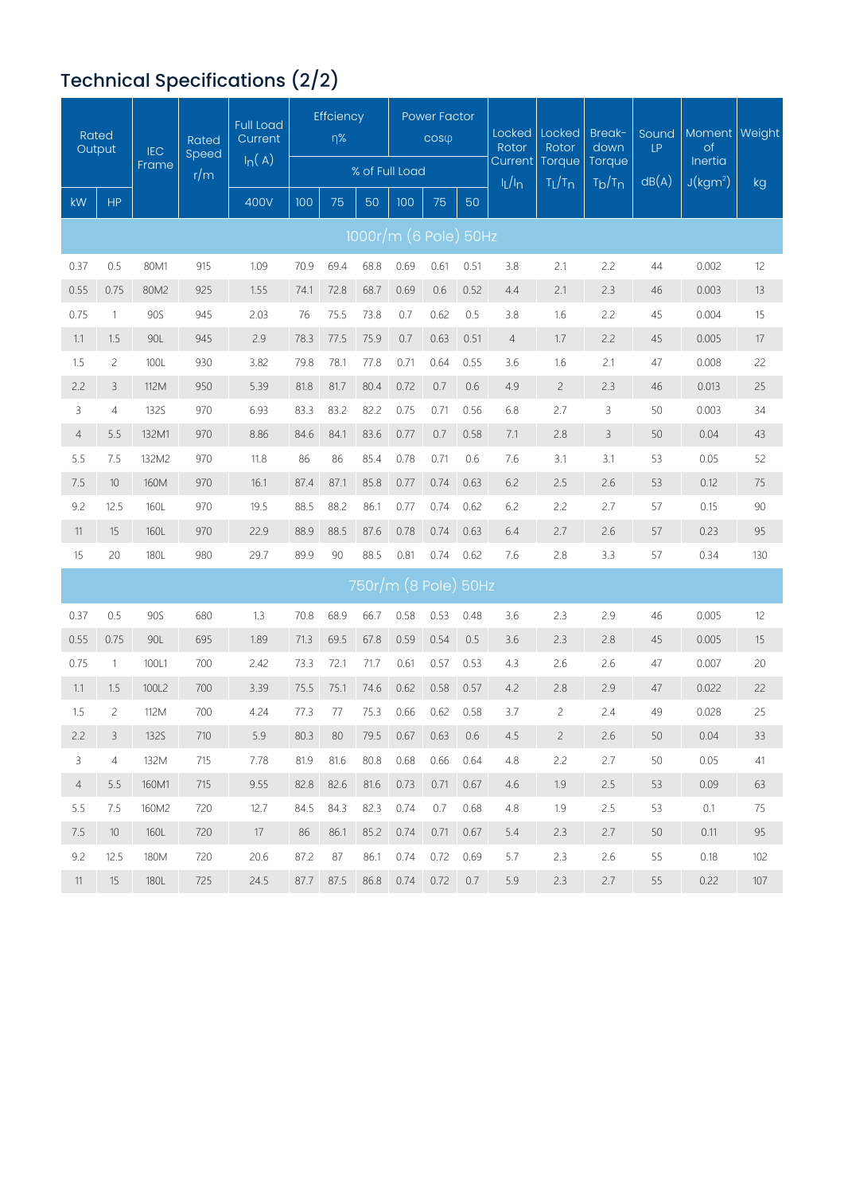## Technical Specifications (2/2)

| Rated Output | | IEC Frame | Rated Speed r/m | Full Load Current $I_n$(A) | Effciency η% | | | Power Factor cosφ | | | Locked Rotor Current $I_L/I_n$ | Locked Rotor Torque $T_L/T_n$ | Break-down Torque $T_b/T_n$ | Sound LP dB(A) | Moment of Inertia J(kgm²) | Weight kg |
|---|---|---|---|---|---|---|---|---|---|---|---|---|---|---|---|---|
| | | | | | % of Full Load | | | | | | | | | | | |
| kW | HP | | | 400V | 100 | 75 | 50 | 100 | 75 | 50 | | | | | | |
| 1000r/m (6 Pole) 50Hz | | | | | | | | | | | | | | | | |
| 0.37 | 0.5 | 80M1 | 915 | 1.09 | 70.9 | 69.4 | 68.8 | 0.69 | 0.61 | 0.51 | 3.8 | 2.1 | 2.2 | 44 | 0.002 | 12 |
| 0.55 | 0.75 | 80M2 | 925 | 1.55 | 74.1 | 72.8 | 68.7 | 0.69 | 0.6 | 0.52 | 4.4 | 2.1 | 2.3 | 46 | 0.003 | 13 |
| 0.75 | 1 | 90S | 945 | 2.03 | 76 | 75.5 | 73.8 | 0.7 | 0.62 | 0.5 | 3.8 | 1.6 | 2.2 | 45 | 0.004 | 15 |
| 1.1 | 1.5 | 90L | 945 | 2.9 | 78.3 | 77.5 | 75.9 | 0.7 | 0.63 | 0.51 | 4 | 1.7 | 2.2 | 45 | 0.005 | 17 |
| 1.5 | 2 | 100L | 930 | 3.82 | 79.8 | 78.1 | 77.8 | 0.71 | 0.64 | 0.55 | 3.6 | 1.6 | 2.1 | 47 | 0.008 | 22 |
| 2.2 | 3 | 112M | 950 | 5.39 | 81.8 | 81.7 | 80.4 | 0.72 | 0.7 | 0.6 | 4.9 | 2 | 2.3 | 46 | 0.013 | 25 |
| 3 | 4 | 132S | 970 | 6.93 | 83.3 | 83.2 | 82.2 | 0.75 | 0.71 | 0.56 | 6.8 | 2.7 | 3 | 50 | 0.003 | 34 |
| 4 | 5.5 | 132M1 | 970 | 8.86 | 84.6 | 84.1 | 83.6 | 0.77 | 0.7 | 0.58 | 7.1 | 2.8 | 3 | 50 | 0.04 | 43 |
| 5.5 | 7.5 | 132M2 | 970 | 11.8 | 86 | 86 | 85.4 | 0.78 | 0.71 | 0.6 | 7.6 | 3.1 | 3.1 | 53 | 0.05 | 52 |
| 7.5 | 10 | 160M | 970 | 16.1 | 87.4 | 87.1 | 85.8 | 0.77 | 0.74 | 0.63 | 6.2 | 2.5 | 2.6 | 53 | 0.12 | 75 |
| 9.2 | 12.5 | 160L | 970 | 19.5 | 88.5 | 88.2 | 86.1 | 0.77 | 0.74 | 0.62 | 6.2 | 2.2 | 2.7 | 57 | 0.15 | 90 |
| 11 | 15 | 160L | 970 | 22.9 | 88.9 | 88.5 | 87.6 | 0.78 | 0.74 | 0.63 | 6.4 | 2.7 | 2.6 | 57 | 0.23 | 95 |
| 15 | 20 | 180L | 980 | 29.7 | 89.9 | 90 | 88.5 | 0.81 | 0.74 | 0.62 | 7.6 | 2.8 | 3.3 | 57 | 0.34 | 130 |
| 750r/m (8 Pole) 50Hz | | | | | | | | | | | | | | | | |
| 0.37 | 0.5 | 90S | 680 | 1.3 | 70.8 | 68.9 | 66.7 | 0.58 | 0.53 | 0.48 | 3.6 | 2.3 | 2.9 | 46 | 0.005 | 12 |
| 0.55 | 0.75 | 90L | 695 | 1.89 | 71.3 | 69.5 | 67.8 | 0.59 | 0.54 | 0.5 | 3.6 | 2.3 | 2.8 | 45 | 0.005 | 15 |
| 0.75 | 1 | 100L1 | 700 | 2.42 | 73.3 | 72.1 | 71.7 | 0.61 | 0.57 | 0.53 | 4.3 | 2.6 | 2.6 | 47 | 0.007 | 20 |
| 1.1 | 1.5 | 100L2 | 700 | 3.39 | 75.5 | 75.1 | 74.6 | 0.62 | 0.58 | 0.57 | 4.2 | 2.8 | 2.9 | 47 | 0.022 | 22 |
| 1.5 | 2 | 112M | 700 | 4.24 | 77.3 | 77 | 75.3 | 0.66 | 0.62 | 0.58 | 3.7 | 2 | 2.4 | 49 | 0.028 | 25 |
| 2.2 | 3 | 132S | 710 | 5.9 | 80.3 | 80 | 79.5 | 0.67 | 0.63 | 0.6 | 4.5 | 2 | 2.6 | 50 | 0.04 | 33 |
| 3 | 4 | 132M | 715 | 7.78 | 81.9 | 81.6 | 80.8 | 0.68 | 0.66 | 0.64 | 4.8 | 2.2 | 2.7 | 50 | 0.05 | 41 |
| 4 | 5.5 | 160M1 | 715 | 9.55 | 82.8 | 82.6 | 81.6 | 0.73 | 0.71 | 0.67 | 4.6 | 1.9 | 2.5 | 53 | 0.09 | 63 |
| 5.5 | 7.5 | 160M2 | 720 | 12.7 | 84.5 | 84.3 | 82.3 | 0.74 | 0.7 | 0.68 | 4.8 | 1.9 | 2.5 | 53 | 0.1 | 75 |
| 7.5 | 10 | 160L | 720 | 17 | 86 | 86.1 | 85.2 | 0.74 | 0.71 | 0.67 | 5.4 | 2.3 | 2.7 | 50 | 0.11 | 95 |
| 9.2 | 12.5 | 180M | 720 | 20.6 | 87.2 | 87 | 86.1 | 0.74 | 0.72 | 0.69 | 5.7 | 2.3 | 2.6 | 55 | 0.18 | 102 |
| 11 | 15 | 180L | 725 | 24.5 | 87.7 | 87.5 | 86.8 | 0.74 | 0.72 | 0.7 | 5.9 | 2.3 | 2.7 | 55 | 0.22 | 107 |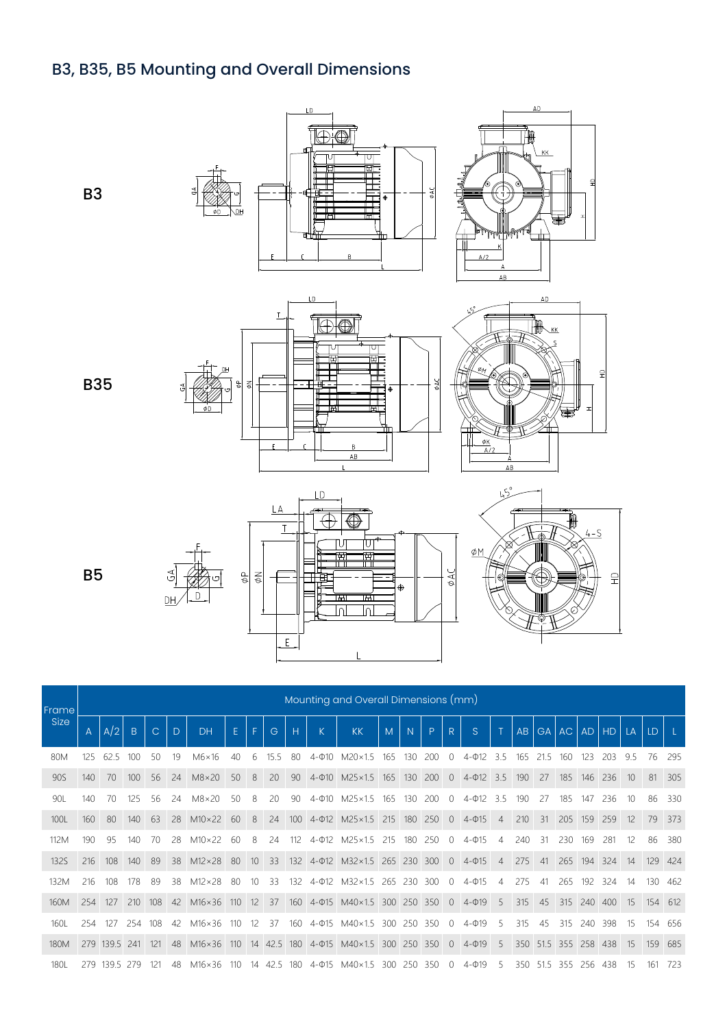## B3, B35, B5 Mounting and Overall Dimensions

B3

B35

B5

| Frame Size | Mounting and Overall Dimensions (mm) | | | | | | | | | | | | | | | | | | | | | | | | | |
|---|---|---|---|---|---|---|---|---|---|---|---|---|---|---|---|---|---|---|---|---|---|---|---|---|---|---|
| | A | A/2 | B | C | D | DH | E | F | G | H | K | KK | M | N | P | R | S | T | AB | GA | AC | AD | HD | LA | LD | L |
| 80M | 125 | 62.5 | 100 | 50 | 19 | M6×16 | 40 | 6 | 15.5 | 80 | 4-Φ10 | M20×1.5 | 165 | 130 | 200 | 0 | 4-Φ12 | 3.5 | 165 | 21.5 | 160 | 123 | 203 | 9.5 | 76 | 295 |
| 90S | 140 | 70 | 100 | 56 | 24 | M8×20 | 50 | 8 | 20 | 90 | 4-Φ10 | M25×1.5 | 165 | 130 | 200 | 0 | 4-Φ12 | 3.5 | 190 | 27 | 185 | 146 | 236 | 10 | 81 | 305 |
| 90L | 140 | 70 | 125 | 56 | 24 | M8×20 | 50 | 8 | 20 | 90 | 4-Φ10 | M25×1.5 | 165 | 130 | 200 | 0 | 4-Φ12 | 3.5 | 190 | 27 | 185 | 147 | 236 | 10 | 86 | 330 |
| 100L | 160 | 80 | 140 | 63 | 28 | M10×22 | 60 | 8 | 24 | 100 | 4-Φ12 | M25×1.5 | 215 | 180 | 250 | 0 | 4-Φ15 | 4 | 210 | 31 | 205 | 159 | 259 | 12 | 79 | 373 |
| 112M | 190 | 95 | 140 | 70 | 28 | M10×22 | 60 | 8 | 24 | 112 | 4-Φ12 | M25×1.5 | 215 | 180 | 250 | 0 | 4-Φ15 | 4 | 240 | 31 | 230 | 169 | 281 | 12 | 86 | 380 |
| 132S | 216 | 108 | 140 | 89 | 38 | M12×28 | 80 | 10 | 33 | 132 | 4-Φ12 | M32×1.5 | 265 | 230 | 300 | 0 | 4-Φ15 | 4 | 275 | 41 | 265 | 194 | 324 | 14 | 129 | 424 |
| 132M | 216 | 108 | 178 | 89 | 38 | M12×28 | 80 | 10 | 33 | 132 | 4-Φ12 | M32×1.5 | 265 | 230 | 300 | 0 | 4-Φ15 | 4 | 275 | 41 | 265 | 192 | 324 | 14 | 130 | 462 |
| 160M | 254 | 127 | 210 | 108 | 42 | M16×36 | 110 | 12 | 37 | 160 | 4-Φ15 | M40×1.5 | 300 | 250 | 350 | 0 | 4-Φ19 | 5 | 315 | 45 | 315 | 240 | 400 | 15 | 154 | 612 |
| 160L | 254 | 127 | 254 | 108 | 42 | M16×36 | 110 | 12 | 37 | 160 | 4-Φ15 | M40×1.5 | 300 | 250 | 350 | 0 | 4-Φ19 | 5 | 315 | 45 | 315 | 240 | 398 | 15 | 154 | 656 |
| 180M | 279 | 139.5 | 241 | 121 | 48 | M16×36 | 110 | 14 | 42.5 | 180 | 4-Φ15 | M40×1.5 | 300 | 250 | 350 | 0 | 4-Φ19 | 5 | 350 | 51.5 | 355 | 258 | 438 | 15 | 159 | 685 |
| 180L | 279 | 139.5 | 279 | 121 | 48 | M16×36 | 110 | 14 | 42.5 | 180 | 4-Φ15 | M40×1.5 | 300 | 250 | 350 | 0 | 4-Φ19 | 5 | 350 | 51.5 | 355 | 256 | 438 | 15 | 161 | 723 |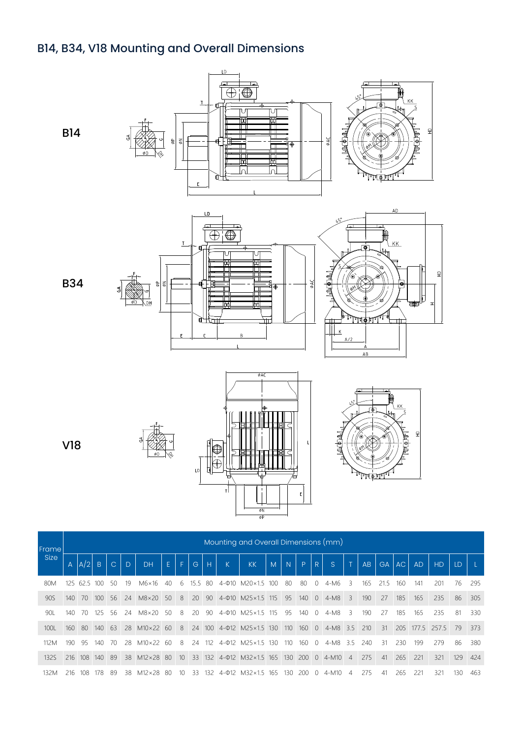## B14, B34, V18 Mounting and Overall Dimensions

B14

B34

V18

| Frame Size | Mounting and Overall Dimensions (mm) | | | | | | | | | | | | | | | | | | | | | | | | |
|---|---|---|---|---|---|---|---|---|---|---|---|---|---|---|---|---|---|---|---|---|---|---|---|---|---|
| | A | A/2 | B | C | D | DH | E | F | G | H | K | KK | M | N | P | R | S | T | AB | GA | AC | AD | HD | LD | L |
| 80M | 125 | 62.5 | 100 | 50 | 19 | M6×16 | 40 | 6 | 15.5 | 80 | 4-Φ10 | M20×1.5 | 100 | 80 | 80 | 0 | 4-M6 | 3 | 165 | 21.5 | 160 | 141 | 201 | 76 | 295 |
| 90S | 140 | 70 | 100 | 56 | 24 | M8×20 | 50 | 8 | 20 | 90 | 4-Φ10 | M25×1.5 | 115 | 95 | 140 | 0 | 4-M8 | 3 | 190 | 27 | 185 | 165 | 235 | 86 | 305 |
| 90L | 140 | 70 | 125 | 56 | 24 | M8×20 | 50 | 8 | 20 | 90 | 4-Φ10 | M25×1.5 | 115 | 95 | 140 | 0 | 4-M8 | 3 | 190 | 27 | 185 | 165 | 235 | 81 | 330 |
| 100L | 160 | 80 | 140 | 63 | 28 | M10×22 | 60 | 8 | 24 | 100 | 4-Φ12 | M25×1.5 | 130 | 110 | 160 | 0 | 4-M8 | 3.5 | 210 | 31 | 205 | 177.5 | 257.5 | 79 | 373 |
| 112M | 190 | 95 | 140 | 70 | 28 | M10×22 | 60 | 8 | 24 | 112 | 4-Φ12 | M25×1.5 | 130 | 110 | 160 | 0 | 4-M8 | 3.5 | 240 | 31 | 230 | 199 | 279 | 86 | 380 |
| 132S | 216 | 108 | 140 | 89 | 38 | M12×28 | 80 | 10 | 33 | 132 | 4-Φ12 | M32×1.5 | 165 | 130 | 200 | 0 | 4-M10 | 4 | 275 | 41 | 265 | 221 | 321 | 129 | 424 |
| 132M | 216 | 108 | 178 | 89 | 38 | M12×28 | 80 | 10 | 33 | 132 | 4-Φ12 | M32×1.5 | 165 | 130 | 200 | 0 | 4-M10 | 4 | 275 | 41 | 265 | 221 | 321 | 130 | 463 |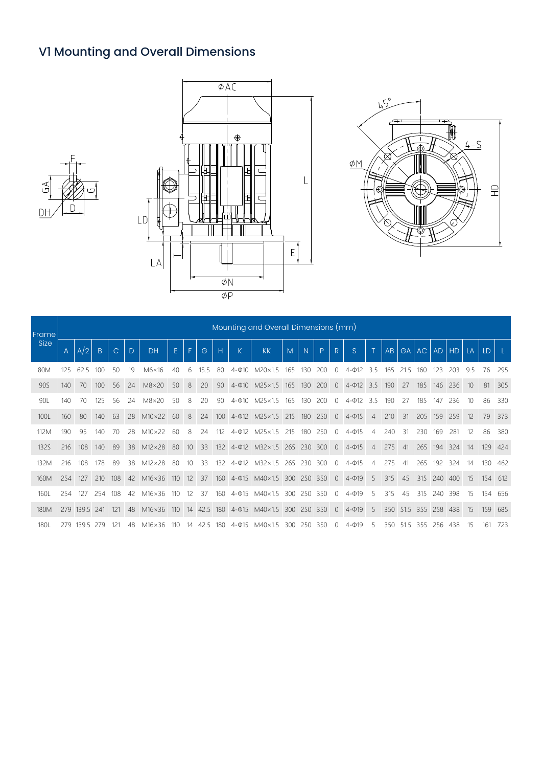# V1 Mounting and Overall Dimensions

| Frame Size | Mounting and Overall Dimensions (mm) | | | | | | | | | | | | | | | | | | | | | | | | | |
|---|---|---|---|---|---|---|---|---|---|---|---|---|---|---|---|---|---|---|---|---|---|---|---|---|---|---|
| | A | A/2 | B | C | D | DH | E | F | G | H | K | KK | M | N | P | R | S | T | AB | GA | AC | AD | HD | LA | LD | L |
| 80M | 125 | 62.5 | 100 | 50 | 19 | M6×16 | 40 | 6 | 15.5 | 80 | 4-Φ10 | M20×1.5 | 165 | 130 | 200 | 0 | 4-Φ12 | 3.5 | 165 | 21.5 | 160 | 123 | 203 | 9.5 | 76 | 295 |
| 90S | 140 | 70 | 100 | 56 | 24 | M8×20 | 50 | 8 | 20 | 90 | 4-Φ10 | M25×1.5 | 165 | 130 | 200 | 0 | 4-Φ12 | 3.5 | 190 | 27 | 185 | 146 | 236 | 10 | 81 | 305 |
| 90L | 140 | 70 | 125 | 56 | 24 | M8×20 | 50 | 8 | 20 | 90 | 4-Φ10 | M25×1.5 | 165 | 130 | 200 | 0 | 4-Φ12 | 3.5 | 190 | 27 | 185 | 147 | 236 | 10 | 86 | 330 |
| 100L | 160 | 80 | 140 | 63 | 28 | M10×22 | 60 | 8 | 24 | 100 | 4-Φ12 | M25×1.5 | 215 | 180 | 250 | 0 | 4-Φ15 | 4 | 210 | 31 | 205 | 159 | 259 | 12 | 79 | 373 |
| 112M | 190 | 95 | 140 | 70 | 28 | M10×22 | 60 | 8 | 24 | 112 | 4-Φ12 | M25×1.5 | 215 | 180 | 250 | 0 | 4-Φ15 | 4 | 240 | 31 | 230 | 169 | 281 | 12 | 86 | 380 |
| 132S | 216 | 108 | 140 | 89 | 38 | M12×28 | 80 | 10 | 33 | 132 | 4-Φ12 | M32×1.5 | 265 | 230 | 300 | 0 | 4-Φ15 | 4 | 275 | 41 | 265 | 194 | 324 | 14 | 129 | 424 |
| 132M | 216 | 108 | 178 | 89 | 38 | M12×28 | 80 | 10 | 33 | 132 | 4-Φ12 | M32×1.5 | 265 | 230 | 300 | 0 | 4-Φ15 | 4 | 275 | 41 | 265 | 192 | 324 | 14 | 130 | 462 |
| 160M | 254 | 127 | 210 | 108 | 42 | M16×36 | 110 | 12 | 37 | 160 | 4-Φ15 | M40×1.5 | 300 | 250 | 350 | 0 | 4-Φ19 | 5 | 315 | 45 | 315 | 240 | 400 | 15 | 154 | 612 |
| 160L | 254 | 127 | 254 | 108 | 42 | M16×36 | 110 | 12 | 37 | 160 | 4-Φ15 | M40×1.5 | 300 | 250 | 350 | 0 | 4-Φ19 | 5 | 315 | 45 | 315 | 240 | 398 | 15 | 154 | 656 |
| 180M | 279 | 139.5 | 241 | 121 | 48 | M16×36 | 110 | 14 | 42.5 | 180 | 4-Φ15 | M40×1.5 | 300 | 250 | 350 | 0 | 4-Φ19 | 5 | 350 | 51.5 | 355 | 258 | 438 | 15 | 159 | 685 |
| 180L | 279 | 139.5 | 279 | 121 | 48 | M16×36 | 110 | 14 | 42.5 | 180 | 4-Φ15 | M40×1.5 | 300 | 250 | 350 | 0 | 4-Φ19 | 5 | 350 | 51.5 | 355 | 256 | 438 | 15 | 161 | 723 |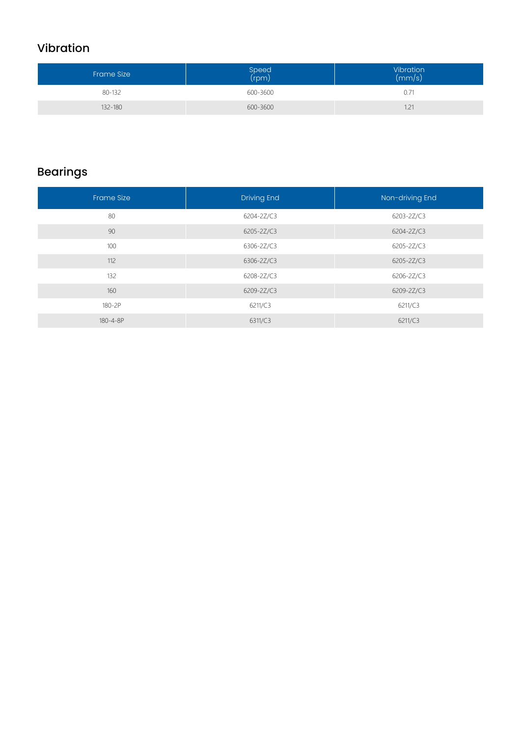## Vibration

| Frame Size | Speed (rpm) | Vibration (mm/s) |
| --- | --- | --- |
| 80-132 | 600-3600 | 0.71 |
| 132-180 | 600-3600 | 1.21 |

## Bearings

| Frame Size | Driving End | Non-driving End |
| --- | --- | --- |
| 80 | 6204-2Z/C3 | 6203-2Z/C3 |
| 90 | 6205-2Z/C3 | 6204-2Z/C3 |
| 100 | 6306-2Z/C3 | 6205-2Z/C3 |
| 112 | 6306-2Z/C3 | 6205-2Z/C3 |
| 132 | 6208-2Z/C3 | 6206-2Z/C3 |
| 160 | 6209-2Z/C3 | 6209-2Z/C3 |
| 180-2P | 6211/C3 | 6211/C3 |
| 180-4-8P | 6311/C3 | 6211/C3 |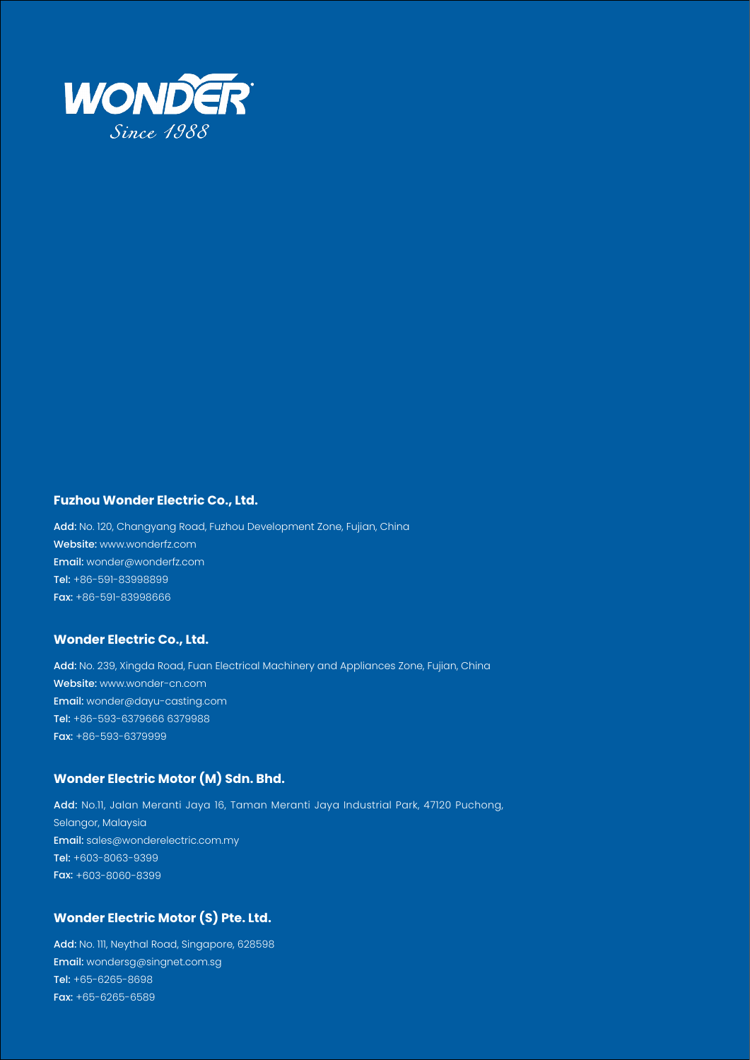**WONDER**

*Since 1988*

### Fuzhou Wonder Electric Co., Ltd.

**Add:** No. 120, Changyang Road, Fuzhou Development Zone, Fujian, China
**Website:** www.wonderfz.com
**Email:** wonder@wonderfz.com
**Tel:** +86-591-83998899
**Fax:** +86-591-83998666

### Wonder Electric Co., Ltd.

**Add:** No. 239, Xingda Road, Fuan Electrical Machinery and Appliances Zone, Fujian, China
**Website:** www.wonder-cn.com
**Email:** wonder@dayu-casting.com
**Tel:** +86-593-6379666 6379988
**Fax:** +86-593-6379999

### Wonder Electric Motor (M) Sdn. Bhd.

**Add:** No.11, Jalan Meranti Jaya 16, Taman Meranti Jaya Industrial Park, 47120 Puchong, Selangor, Malaysia
**Email:** sales@wonderelectric.com.my
**Tel:** +603-8063-9399
**Fax:** +603-8060-8399

### Wonder Electric Motor (S) Pte. Ltd.

**Add:** No. 111, Neythal Road, Singapore, 628598
**Email:** wondersg@singnet.com.sg
**Tel:** +65-6265-8698
**Fax:** +65-6265-6589